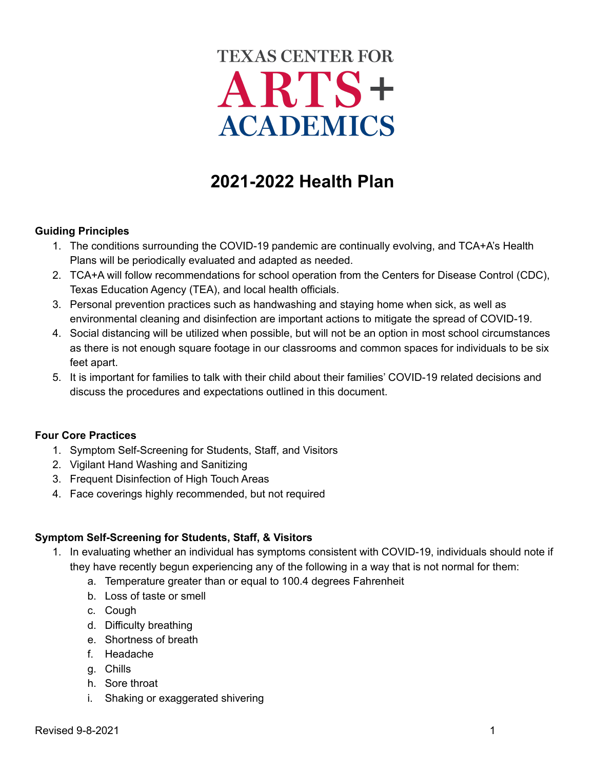# TEXAS CENTER FOR ARTS+ ACADEMICS

# 2021-2022 Health Plan

**Guiding Principles**

1. The conditions surrounding the COVID-19 pandemic are continually evolving, and TCA+A's Health Plans will be periodically evaluated and adapted as needed.
2. TCA+A will follow recommendations for school operation from the Centers for Disease Control (CDC), Texas Education Agency (TEA), and local health officials.
3. Personal prevention practices such as handwashing and staying home when sick, as well as environmental cleaning and disinfection are important actions to mitigate the spread of COVID-19.
4. Social distancing will be utilized when possible, but will not be an option in most school circumstances as there is not enough square footage in our classrooms and common spaces for individuals to be six feet apart.
5. It is important for families to talk with their child about their families' COVID-19 related decisions and discuss the procedures and expectations outlined in this document.

**Four Core Practices**

1. Symptom Self-Screening for Students, Staff, and Visitors
2. Vigilant Hand Washing and Sanitizing
3. Frequent Disinfection of High Touch Areas
4. Face coverings highly recommended, but not required

**Symptom Self-Screening for Students, Staff, & Visitors**

1. In evaluating whether an individual has symptoms consistent with COVID-19, individuals should note if they have recently begun experiencing any of the following in a way that is not normal for them:
    a. Temperature greater than or equal to 100.4 degrees Fahrenheit
    b. Loss of taste or smell
    c. Cough
    d. Difficulty breathing
    e. Shortness of breath
    f. Headache
    g. Chills
    h. Sore throat
    i. Shaking or exaggerated shivering

Revised 9-8-2021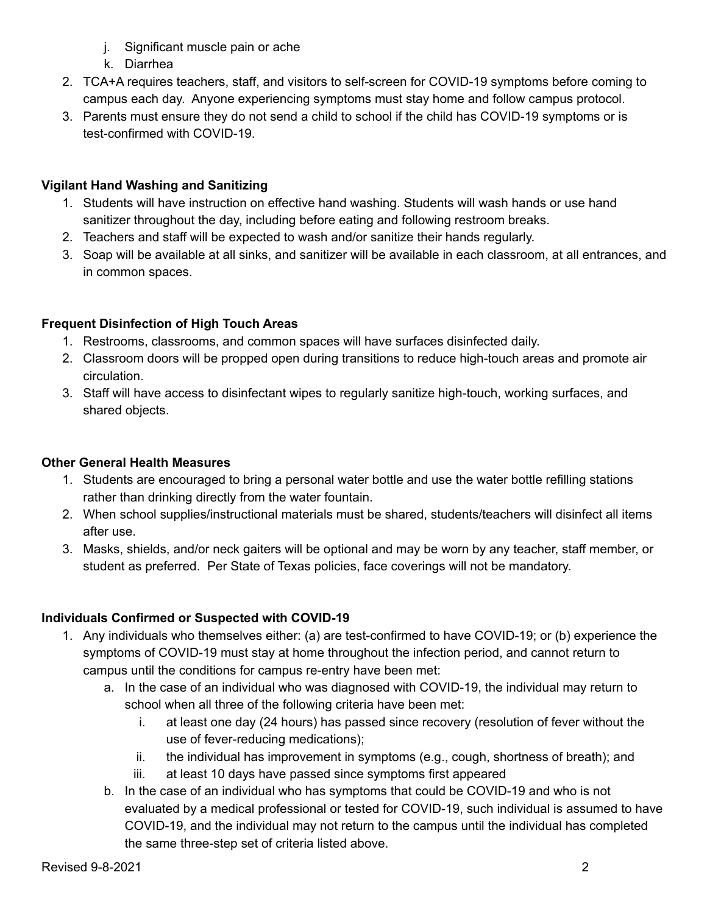j. Significant muscle pain or ache
   k. Diarrhea
2. TCA+A requires teachers, staff, and visitors to self-screen for COVID-19 symptoms before coming to campus each day. Anyone experiencing symptoms must stay home and follow campus protocol.
3. Parents must ensure they do not send a child to school if the child has COVID-19 symptoms or is test-confirmed with COVID-19.

**Vigilant Hand Washing and Sanitizing**

1. Students will have instruction on effective hand washing. Students will wash hands or use hand sanitizer throughout the day, including before eating and following restroom breaks.
2. Teachers and staff will be expected to wash and/or sanitize their hands regularly.
3. Soap will be available at all sinks, and sanitizer will be available in each classroom, at all entrances, and in common spaces.

**Frequent Disinfection of High Touch Areas**

1. Restrooms, classrooms, and common spaces will have surfaces disinfected daily.
2. Classroom doors will be propped open during transitions to reduce high-touch areas and promote air circulation.
3. Staff will have access to disinfectant wipes to regularly sanitize high-touch, working surfaces, and shared objects.

**Other General Health Measures**

1. Students are encouraged to bring a personal water bottle and use the water bottle refilling stations rather than drinking directly from the water fountain.
2. When school supplies/instructional materials must be shared, students/teachers will disinfect all items after use.
3. Masks, shields, and/or neck gaiters will be optional and may be worn by any teacher, staff member, or student as preferred. Per State of Texas policies, face coverings will not be mandatory.

**Individuals Confirmed or Suspected with COVID-19**

1. Any individuals who themselves either: (a) are test-confirmed to have COVID-19; or (b) experience the symptoms of COVID-19 must stay at home throughout the infection period, and cannot return to campus until the conditions for campus re-entry have been met:
   a. In the case of an individual who was diagnosed with COVID-19, the individual may return to school when all three of the following criteria have been met:
      i. at least one day (24 hours) has passed since recovery (resolution of fever without the use of fever-reducing medications);
      ii. the individual has improvement in symptoms (e.g., cough, shortness of breath); and
      iii. at least 10 days have passed since symptoms first appeared
   b. In the case of an individual who has symptoms that could be COVID-19 and who is not evaluated by a medical professional or tested for COVID-19, such individual is assumed to have COVID-19, and the individual may not return to the campus until the individual has completed the same three-step set of criteria listed above.

Revised 9-8-2021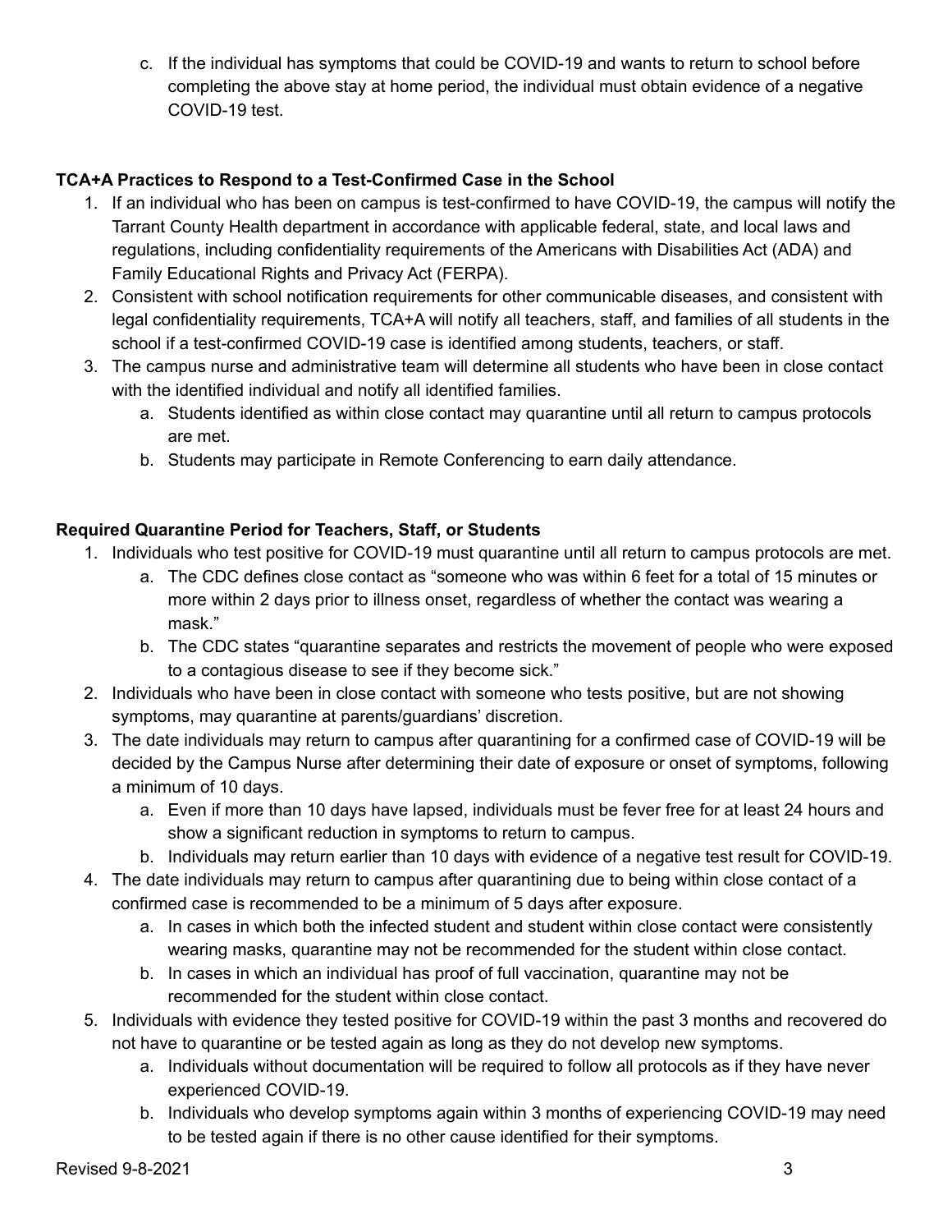c. If the individual has symptoms that could be COVID-19 and wants to return to school before completing the above stay at home period, the individual must obtain evidence of a negative COVID-19 test.

**TCA+A Practices to Respond to a Test-Confirmed Case in the School**

1. If an individual who has been on campus is test-confirmed to have COVID-19, the campus will notify the Tarrant County Health department in accordance with applicable federal, state, and local laws and regulations, including confidentiality requirements of the Americans with Disabilities Act (ADA) and Family Educational Rights and Privacy Act (FERPA).
2. Consistent with school notification requirements for other communicable diseases, and consistent with legal confidentiality requirements, TCA+A will notify all teachers, staff, and families of all students in the school if a test-confirmed COVID-19 case is identified among students, teachers, or staff.
3. The campus nurse and administrative team will determine all students who have been in close contact with the identified individual and notify all identified families.
   a. Students identified as within close contact may quarantine until all return to campus protocols are met.
   b. Students may participate in Remote Conferencing to earn daily attendance.

**Required Quarantine Period for Teachers, Staff, or Students**

1. Individuals who test positive for COVID-19 must quarantine until all return to campus protocols are met.
   a. The CDC defines close contact as "someone who was within 6 feet for a total of 15 minutes or more within 2 days prior to illness onset, regardless of whether the contact was wearing a mask."
   b. The CDC states "quarantine separates and restricts the movement of people who were exposed to a contagious disease to see if they become sick."
2. Individuals who have been in close contact with someone who tests positive, but are not showing symptoms, may quarantine at parents/guardians' discretion.
3. The date individuals may return to campus after quarantining for a confirmed case of COVID-19 will be decided by the Campus Nurse after determining their date of exposure or onset of symptoms, following a minimum of 10 days.
   a. Even if more than 10 days have lapsed, individuals must be fever free for at least 24 hours and show a significant reduction in symptoms to return to campus.
   b. Individuals may return earlier than 10 days with evidence of a negative test result for COVID-19.
4. The date individuals may return to campus after quarantining due to being within close contact of a confirmed case is recommended to be a minimum of 5 days after exposure.
   a. In cases in which both the infected student and student within close contact were consistently wearing masks, quarantine may not be recommended for the student within close contact.
   b. In cases in which an individual has proof of full vaccination, quarantine may not be recommended for the student within close contact.
5. Individuals with evidence they tested positive for COVID-19 within the past 3 months and recovered do not have to quarantine or be tested again as long as they do not develop new symptoms.
   a. Individuals without documentation will be required to follow all protocols as if they have never experienced COVID-19.
   b. Individuals who develop symptoms again within 3 months of experiencing COVID-19 may need to be tested again if there is no other cause identified for their symptoms.

Revised 9-8-2021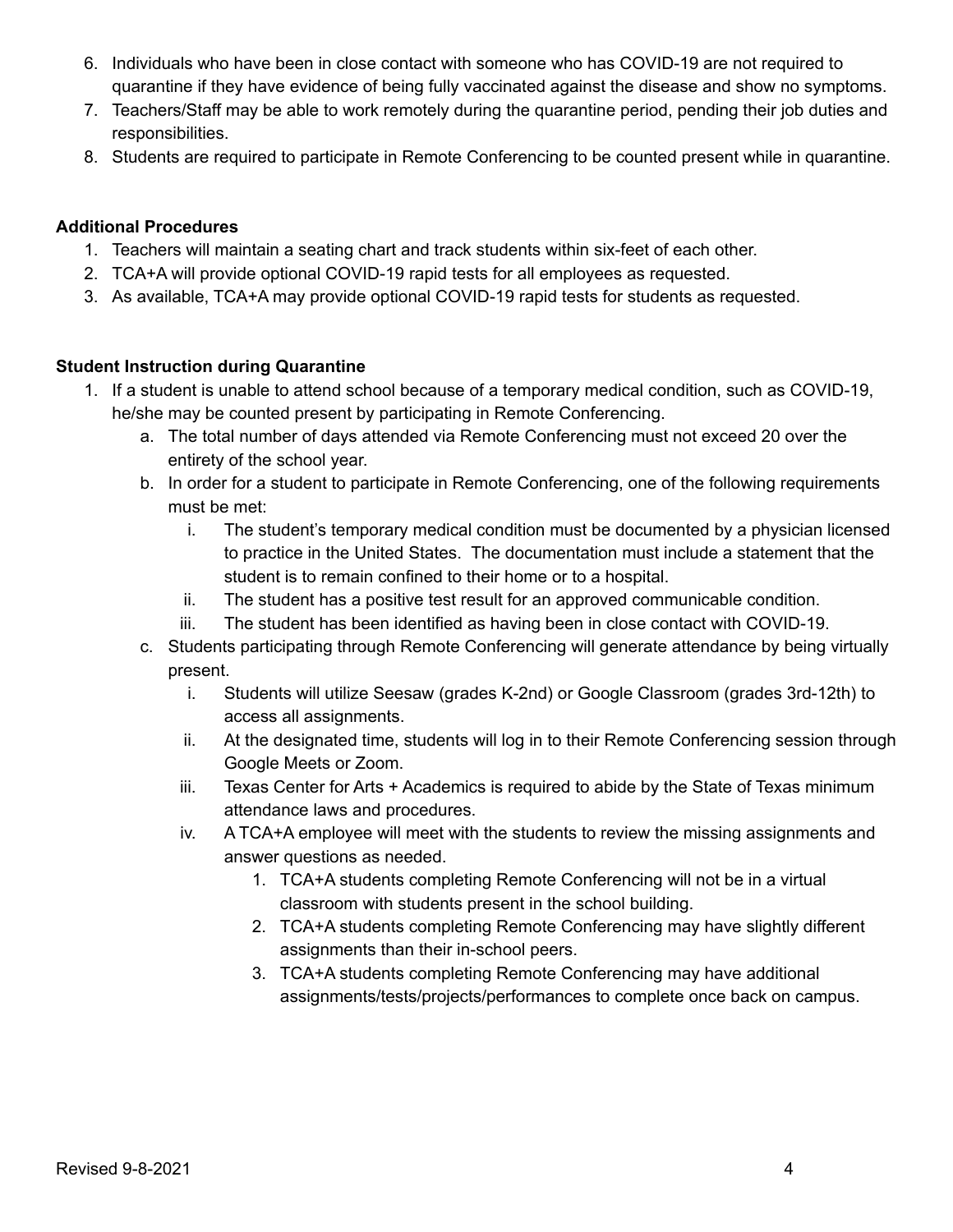6. Individuals who have been in close contact with someone who has COVID-19 are not required to quarantine if they have evidence of being fully vaccinated against the disease and show no symptoms.
7. Teachers/Staff may be able to work remotely during the quarantine period, pending their job duties and responsibilities.
8. Students are required to participate in Remote Conferencing to be counted present while in quarantine.

**Additional Procedures**

1. Teachers will maintain a seating chart and track students within six-feet of each other.
2. TCA+A will provide optional COVID-19 rapid tests for all employees as requested.
3. As available, TCA+A may provide optional COVID-19 rapid tests for students as requested.

**Student Instruction during Quarantine**

1. If a student is unable to attend school because of a temporary medical condition, such as COVID-19, he/she may be counted present by participating in Remote Conferencing.
   a. The total number of days attended via Remote Conferencing must not exceed 20 over the entirety of the school year.
   b. In order for a student to participate in Remote Conferencing, one of the following requirements must be met:
      i. The student's temporary medical condition must be documented by a physician licensed to practice in the United States. The documentation must include a statement that the student is to remain confined to their home or to a hospital.
      ii. The student has a positive test result for an approved communicable condition.
      iii. The student has been identified as having been in close contact with COVID-19.
   c. Students participating through Remote Conferencing will generate attendance by being virtually present.
      i. Students will utilize Seesaw (grades K-2nd) or Google Classroom (grades 3rd-12th) to access all assignments.
      ii. At the designated time, students will log in to their Remote Conferencing session through Google Meets or Zoom.
      iii. Texas Center for Arts + Academics is required to abide by the State of Texas minimum attendance laws and procedures.
      iv. A TCA+A employee will meet with the students to review the missing assignments and answer questions as needed.
         1. TCA+A students completing Remote Conferencing will not be in a virtual classroom with students present in the school building.
         2. TCA+A students completing Remote Conferencing may have slightly different assignments than their in-school peers.
         3. TCA+A students completing Remote Conferencing may have additional assignments/tests/projects/performances to complete once back on campus.

Revised 9-8-2021